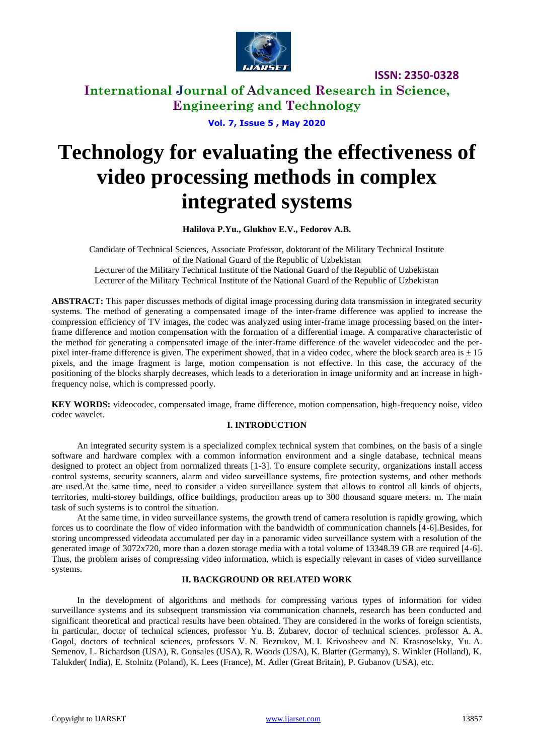# Technology for evaluating the effectiveness of video processing methods in complex integrated systems

**Halilova P.Yu., Glukhov E.V., Fedorov A.B.**

Candidate of Technical Sciences, Associate Professor, doktorant of the Military Technical Institute of the National Guard of the Republic of Uzbekistan
Lecturer of the Military Technical Institute of the National Guard of the Republic of Uzbekistan
Lecturer of the Military Technical Institute of the National Guard of the Republic of Uzbekistan

**ABSTRACT:** This paper discusses methods of digital image processing during data transmission in integrated security systems. The method of generating a compensated image of the inter-frame difference was applied to increase the compression efficiency of TV images, the codec was analyzed using inter-frame image processing based on the inter-frame difference and motion compensation with the formation of a differential image. A comparative characteristic of the method for generating a compensated image of the inter-frame difference of the wavelet videocodec and the per-pixel inter-frame difference is given. The experiment showed, that in a video codec, where the block search area is ± 15 pixels, and the image fragment is large, motion compensation is not effective. In this case, the accuracy of the positioning of the blocks sharply decreases, which leads to a deterioration in image uniformity and an increase in high-frequency noise, which is compressed poorly.

**KEY WORDS:** videocodec, compensated image, frame difference, motion compensation, high-frequency noise, video codec wavelet.

## I. INTRODUCTION

An integrated security system is a specialized complex technical system that combines, on the basis of a single software and hardware complex with a common information environment and a single database, technical means designed to protect an object from normalized threats [1-3]. To ensure complete security, organizations install access control systems, security scanners, alarm and video surveillance systems, fire protection systems, and other methods are used.At the same time, need to consider a video surveillance system that allows to control all kinds of objects, territories, multi-storey buildings, office buildings, production areas up to 300 thousand square meters. m. The main task of such systems is to control the situation.

At the same time, in video surveillance systems, the growth trend of camera resolution is rapidly growing, which forces us to coordinate the flow of video information with the bandwidth of communication channels [4-6].Besides, for storing uncompressed videodata accumulated per day in a panoramic video surveillance system with a resolution of the generated image of 3072x720, more than a dozen storage media with a total volume of 13348.39 GB are required [4-6]. Thus, the problem arises of compressing video information, which is especially relevant in cases of video surveillance systems.

## II. BACKGROUND OR RELATED WORK

In the development of algorithms and methods for compressing various types of information for video surveillance systems and its subsequent transmission via communication channels, research has been conducted and significant theoretical and practical results have been obtained. They are considered in the works of foreign scientists, in particular, doctor of technical sciences, professor Yu. B. Zubarev, doctor of technical sciences, professor A. A. Gogol, doctors of technical sciences, professors V. N. Bezrukov, M. I. Krivosheev and N. Krasnoselsky, Yu. A. Semenov, L. Richardson (USA), R. Gonsales (USA), R. Woods (USA), K. Blatter (Germany), S. Winkler (Holland), K. Talukder( India), E. Stolnitz (Poland), K. Lees (France), M. Adler (Great Britain), P. Gubanov (USA), etc.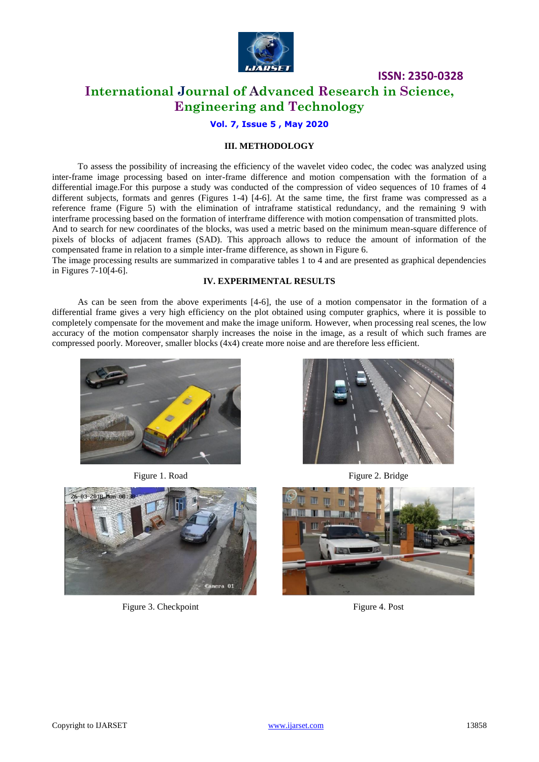## III. METHODOLOGY

To assess the possibility of increasing the efficiency of the wavelet video codec, the codec was analyzed using inter-frame image processing based on inter-frame difference and motion compensation with the formation of a differential image.For this purpose a study was conducted of the compression of video sequences of 10 frames of 4 different subjects, formats and genres (Figures 1-4) [4-6]. At the same time, the first frame was compressed as a reference frame (Figure 5) with the elimination of intraframe statistical redundancy, and the remaining 9 with interframe processing based on the formation of interframe difference with motion compensation of transmitted plots.

And to search for new coordinates of the blocks, was used a metric based on the minimum mean-square difference of pixels of blocks of adjacent frames (SAD). This approach allows to reduce the amount of information of the compensated frame in relation to a simple inter-frame difference, as shown in Figure 6.

The image processing results are summarized in comparative tables 1 to 4 and are presented as graphical dependencies in Figures 7-10[4-6].

## IV. EXPERIMENTAL RESULTS

As can be seen from the above experiments [4-6], the use of a motion compensator in the formation of a differential frame gives a very high efficiency on the plot obtained using computer graphics, where it is possible to completely compensate for the movement and make the image uniform. However, when processing real scenes, the low accuracy of the motion compensator sharply increases the noise in the image, as a result of which such frames are compressed poorly. Moreover, smaller blocks (4x4) create more noise and are therefore less efficient.

Figure 1. Road

Figure 2. Bridge

Figure 3. Checkpoint

Figure 4. Post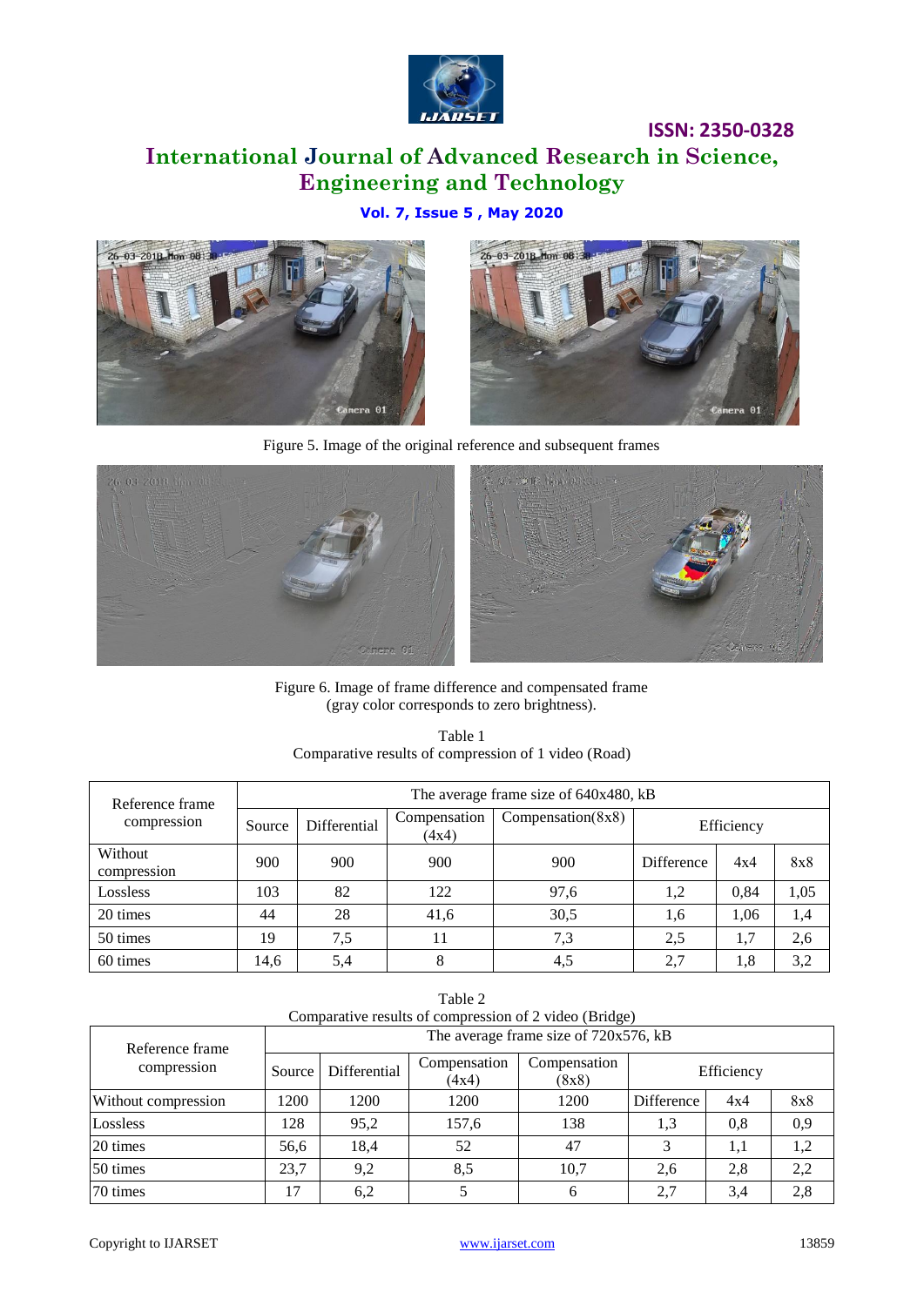Figure 5. Image of the original reference and subsequent frames

Figure 6. Image of frame difference and compensated frame
(gray color corresponds to zero brightness).

Table 1
Comparative results of compression of 1 video (Road)

| Reference frame compression | The average frame size of 640x480, kB | | | | | | |
|---|---|---|---|---|---|---|---|
| | Source | Differential | Compensation (4x4) | Compensation(8x8) | Efficiency | | |
| Without compression | 900 | 900 | 900 | 900 | Difference | 4x4 | 8x8 |
| Lossless | 103 | 82 | 122 | 97,6 | 1,2 | 0,84 | 1,05 |
| 20 times | 44 | 28 | 41,6 | 30,5 | 1,6 | 1,06 | 1,4 |
| 50 times | 19 | 7,5 | 11 | 7,3 | 2,5 | 1,7 | 2,6 |
| 60 times | 14,6 | 5,4 | 8 | 4,5 | 2,7 | 1,8 | 3,2 |

Table 2
Comparative results of compression of 2 video (Bridge)

| Reference frame compression | The average frame size of 720x576, kB | | | | | | |
|---|---|---|---|---|---|---|---|
| | Source | Differential | Compensation (4x4) | Compensation (8x8) | Efficiency | | |
| Without compression | 1200 | 1200 | 1200 | 1200 | Difference | 4x4 | 8x8 |
| Lossless | 128 | 95,2 | 157,6 | 138 | 1,3 | 0,8 | 0,9 |
| 20 times | 56,6 | 18,4 | 52 | 47 | 3 | 1,1 | 1,2 |
| 50 times | 23,7 | 9,2 | 8,5 | 10,7 | 2,6 | 2,8 | 2,2 |
| 70 times | 17 | 6,2 | 5 | 6 | 2,7 | 3,4 | 2,8 |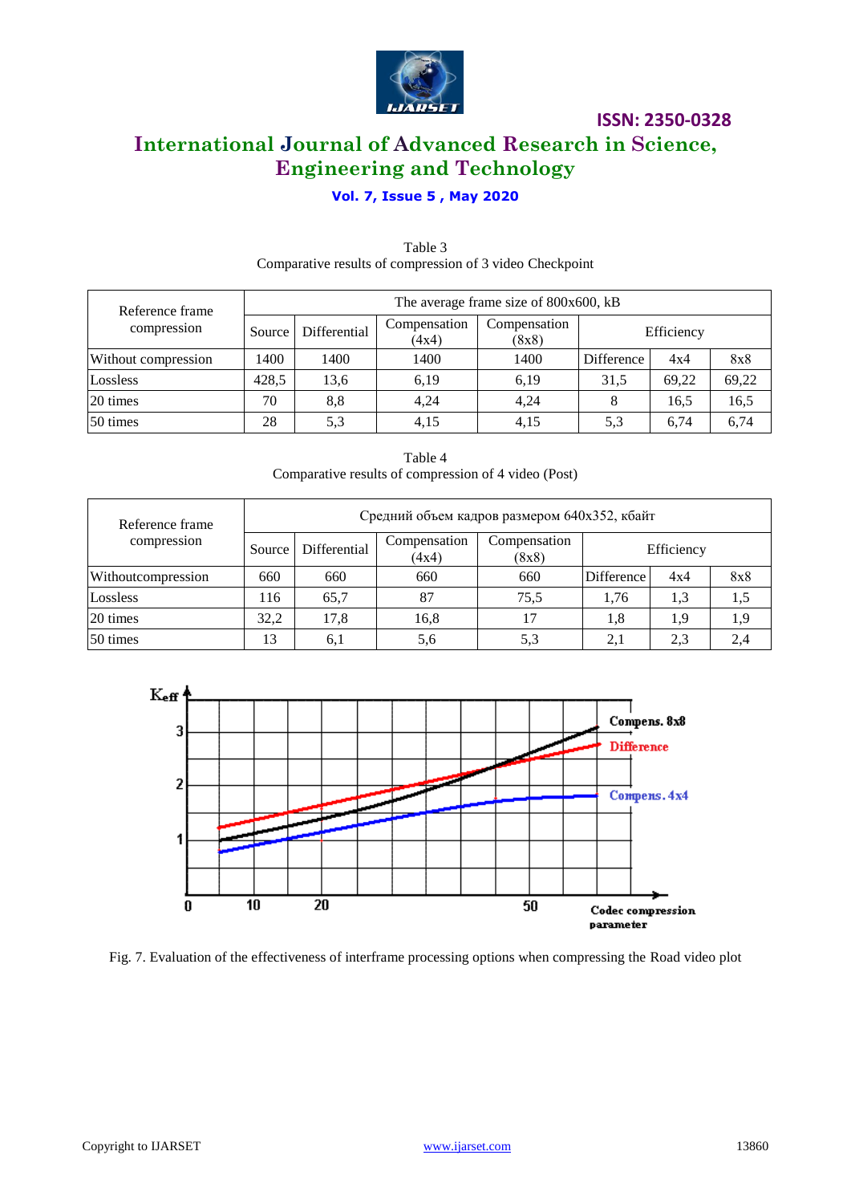Table 3
Comparative results of compression of 3 video Checkpoint

| Reference frame compression | The average frame size of 800x600, kB | | | | | | |
|---|---|---|---|---|---|---|---|
| | Source | Differential | Compensation (4x4) | Compensation (8x8) | Efficiency | | |
| Without compression | 1400 | 1400 | 1400 | 1400 | Difference | 4x4 | 8x8 |
| Lossless | 428,5 | 13,6 | 6,19 | 6,19 | 31,5 | 69,22 | 69,22 |
| 20 times | 70 | 8,8 | 4,24 | 4,24 | 8 | 16,5 | 16,5 |
| 50 times | 28 | 5,3 | 4,15 | 4,15 | 5,3 | 6,74 | 6,74 |

Table 4
Comparative results of compression of 4 video (Post)

| Reference frame compression | Средний объем кадров размером 640x352, кбайт | | | | | | |
|---|---|---|---|---|---|---|---|
| | Source | Differential | Compensation (4x4) | Compensation (8x8) | Efficiency | | |
| Withoutcompression | 660 | 660 | 660 | 660 | Difference | 4x4 | 8x8 |
| Lossless | 116 | 65,7 | 87 | 75,5 | 1,76 | 1,3 | 1,5 |
| 20 times | 32,2 | 17,8 | 16,8 | 17 | 1,8 | 1,9 | 1,9 |
| 50 times | 13 | 6,1 | 5,6 | 5,3 | 2,1 | 2,3 | 2,4 |

Fig. 7. Evaluation of the effectiveness of interframe processing options when compressing the Road video plot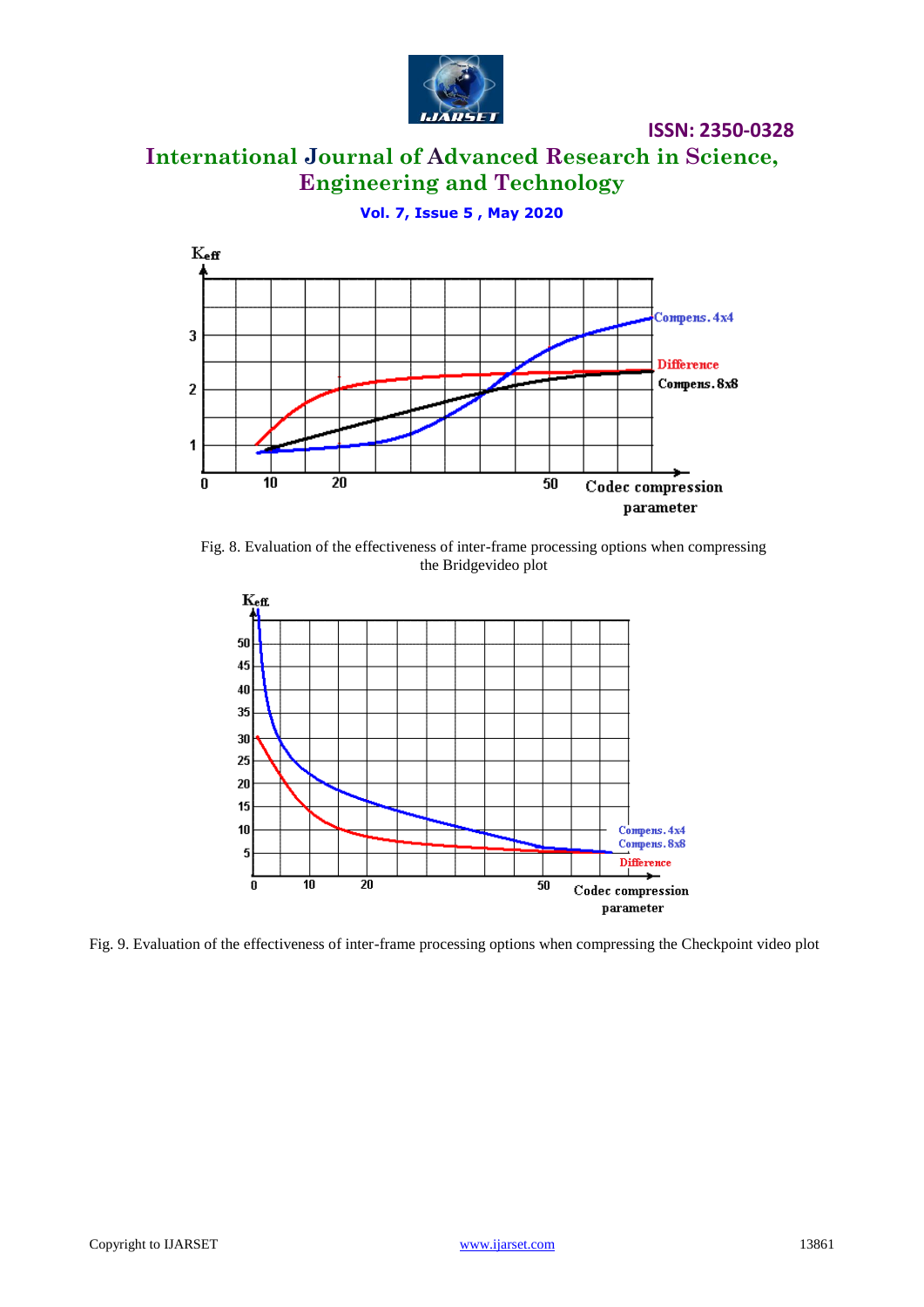Fig. 8. Evaluation of the effectiveness of inter-frame processing options when compressing the Bridgevideo plot

Fig. 9. Evaluation of the effectiveness of inter-frame processing options when compressing the Checkpoint video plot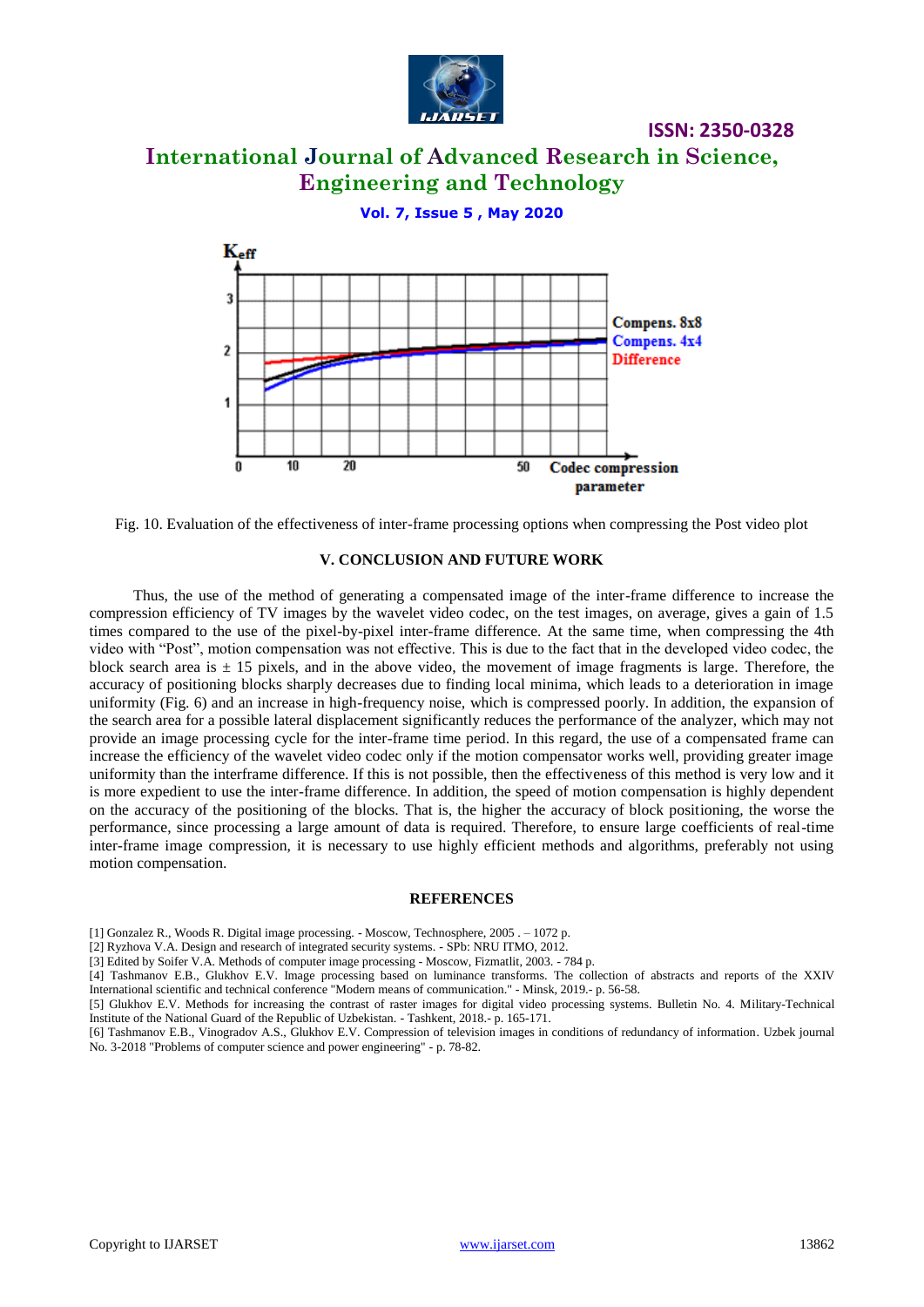K_eff

3

2

1

0

10

20

50

Codec compression parameter

Compens. 8x8

Compens. 4x4

Difference

Fig. 10. Evaluation of the effectiveness of inter-frame processing options when compressing the Post video plot

## V. CONCLUSION AND FUTURE WORK

Thus, the use of the method of generating a compensated image of the inter-frame difference to increase the compression efficiency of TV images by the wavelet video codec, on the test images, on average, gives a gain of 1.5 times compared to the use of the pixel-by-pixel inter-frame difference. At the same time, when compressing the 4th video with "Post", motion compensation was not effective. This is due to the fact that in the developed video codec, the block search area is ± 15 pixels, and in the above video, the movement of image fragments is large. Therefore, the accuracy of positioning blocks sharply decreases due to finding local minima, which leads to a deterioration in image uniformity (Fig. 6) and an increase in high-frequency noise, which is compressed poorly. In addition, the expansion of the search area for a possible lateral displacement significantly reduces the performance of the analyzer, which may not provide an image processing cycle for the inter-frame time period. In this regard, the use of a compensated frame can increase the efficiency of the wavelet video codec only if the motion compensator works well, providing greater image uniformity than the interframe difference. If this is not possible, then the effectiveness of this method is very low and it is more expedient to use the inter-frame difference. In addition, the speed of motion compensation is highly dependent on the accuracy of the positioning of the blocks. That is, the higher the accuracy of block positioning, the worse the performance, since processing a large amount of data is required. Therefore, to ensure large coefficients of real-time inter-frame image compression, it is necessary to use highly efficient methods and algorithms, preferably not using motion compensation.

## REFERENCES

[1] Gonzalez R., Woods R. Digital image processing. - Moscow, Technosphere, 2005 . – 1072 p.

[2] Ryzhova V.A. Design and research of integrated security systems. - SPb: NRU ITMO, 2012.

[3] Edited by Soifer V.A. Methods of computer image processing - Moscow, Fizmatlit, 2003. - 784 p.

[4] Tashmanov E.B., Glukhov E.V. Image processing based on luminance transforms. The collection of abstracts and reports of the XXIV International scientific and technical conference "Modern means of communication." - Minsk, 2019.- p. 56-58.

[5] Glukhov E.V. Methods for increasing the contrast of raster images for digital video processing systems. Bulletin No. 4. Military-Technical Institute of the National Guard of the Republic of Uzbekistan. - Tashkent, 2018.- p. 165-171.

[6] Tashmanov E.B., Vinogradov A.S., Glukhov E.V. Compression of television images in conditions of redundancy of information. Uzbek journal No. 3-2018 "Problems of computer science and power engineering" - p. 78-82.